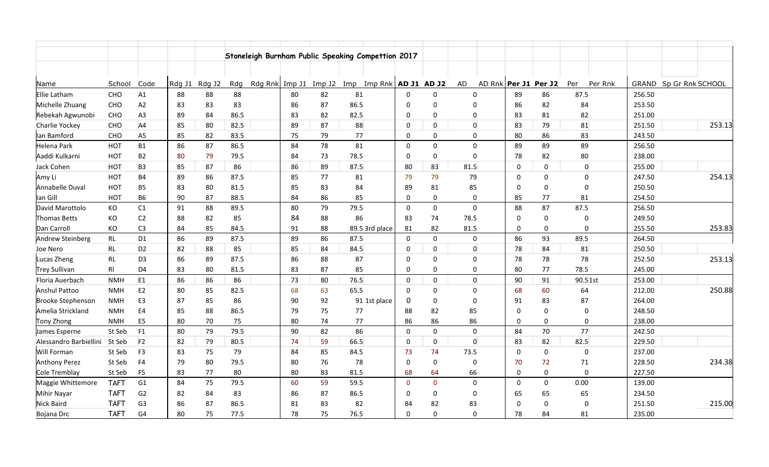# Stoneleigh Burnham Public Speaking Competition 2017

| Name | School | Code | Rdg J1 | Rdg J2 | Rdg | Rdg Rnk | Imp J1 | Imp J2 | Imp | Imp Rnk | AD J1 | AD J2 | AD | AD Rnk | Per J1 | Per J2 | Per | Per Rnk | GRAND | Sp Gr Rnk | SCHOOL |
|---|---|---|---|---|---|---|---|---|---|---|---|---|---|---|---|---|---|---|---|---|---|
| Ellie Latham | CHO | A1 | 88 | 88 | 88 | | 80 | 82 | 81 | | 0 | 0 | 0 | | 89 | 86 | 87.5 | | 256.50 | | |
| Michelle Zhuang | CHO | A2 | 83 | 83 | 83 | | 86 | 87 | 86.5 | | 0 | 0 | 0 | | 86 | 82 | 84 | | 253.50 | | |
| Rebekah Agwunobi | CHO | A3 | 89 | 84 | 86.5 | | 83 | 82 | 82.5 | | 0 | 0 | 0 | | 83 | 81 | 82 | | 251.00 | | |
| Charlie Yockey | CHO | A4 | 85 | 80 | 82.5 | | 89 | 87 | 88 | | 0 | 0 | 0 | | 83 | 79 | 81 | | 251.50 | | 253.13 |
| Ian Bamford | CHO | A5 | 85 | 82 | 83.5 | | 75 | 79 | 77 | | 0 | 0 | 0 | | 80 | 86 | 83 | | 243.50 | | |
| Helena Park | HOT | B1 | 86 | 87 | 86.5 | | 84 | 78 | 81 | | 0 | 0 | 0 | | 89 | 89 | 89 | | 256.50 | | |
| Aaddi Kulkarni | HOT | B2 | 80 | 79 | 79.5 | | 84 | 73 | 78.5 | | 0 | 0 | 0 | | 78 | 82 | 80 | | 238.00 | | |
| Jack Cohen | HOT | B3 | 85 | 87 | 86 | | 86 | 89 | 87.5 | | 80 | 83 | 81.5 | | 0 | 0 | 0 | | 255.00 | | |
| Amy Li | HOT | B4 | 89 | 86 | 87.5 | | 85 | 77 | 81 | | 79 | 79 | 79 | | 0 | 0 | 0 | | 247.50 | | 254.13 |
| Annabelle Duval | HOT | B5 | 83 | 80 | 81.5 | | 85 | 83 | 84 | | 89 | 81 | 85 | | 0 | 0 | 0 | | 250.50 | | |
| Ian Gill | HOT | B6 | 90 | 87 | 88.5 | | 84 | 86 | 85 | | 0 | 0 | 0 | | 85 | 77 | 81 | | 254.50 | | |
| David Marottolo | KO | C1 | 91 | 88 | 89.5 | | 80 | 79 | 79.5 | | 0 | 0 | 0 | | 88 | 87 | 87.5 | | 256.50 | | |
| Thomas Betts | KO | C2 | 88 | 82 | 85 | | 84 | 88 | 86 | | 83 | 74 | 78.5 | | 0 | 0 | 0 | | 249.50 | | |
| Dan Carroll | KO | C3 | 84 | 85 | 84.5 | | 91 | 88 | 89.5 | 3rd place | 81 | 82 | 81.5 | | 0 | 0 | 0 | | 255.50 | | 253.83 |
| Andrew Steinberg | RL | D1 | 86 | 89 | 87.5 | | 89 | 86 | 87.5 | | 0 | 0 | 0 | | 86 | 93 | 89.5 | | 264.50 | | |
| Joe Nero | RL | D2 | 82 | 88 | 85 | | 85 | 84 | 84.5 | | 0 | 0 | 0 | | 78 | 84 | 81 | | 250.50 | | |
| Lucas Zheng | RL | D3 | 86 | 89 | 87.5 | | 86 | 88 | 87 | | 0 | 0 | 0 | | 78 | 78 | 78 | | 252.50 | | 253.13 |
| Trey Sullivan | Rl | D4 | 83 | 80 | 81.5 | | 83 | 87 | 85 | | 0 | 0 | 0 | | 80 | 77 | 78.5 | | 245.00 | | |
| Floria Auerbach | NMH | E1 | 86 | 86 | 86 | | 73 | 80 | 76.5 | | 0 | 0 | 0 | | 90 | 91 | 90.5 | 1st | 253.00 | | |
| Anshul Pattoo | NMH | E2 | 80 | 85 | 82.5 | | 68 | 63 | 65.5 | | 0 | 0 | 0 | | 68 | 60 | 64 | | 212.00 | | 250.88 |
| Brooke Stephenson | NMH | E3 | 87 | 85 | 86 | | 90 | 92 | 91 | 1st place | 0 | 0 | 0 | | 91 | 83 | 87 | | 264.00 | | |
| Amelia Strickland | NMH | E4 | 85 | 88 | 86.5 | | 79 | 75 | 77 | | 88 | 82 | 85 | | 0 | 0 | 0 | | 248.50 | | |
| Tony Zhong | NMH | E5 | 80 | 70 | 75 | | 80 | 74 | 77 | | 86 | 86 | 86 | | 0 | 0 | 0 | | 238.00 | | |
| James Esperne | St Seb | F1 | 80 | 79 | 79.5 | | 90 | 82 | 86 | | 0 | 0 | 0 | | 84 | 70 | 77 | | 242.50 | | |
| Alessandro Barbiellini | St Seb | F2 | 82 | 79 | 80.5 | | 74 | 59 | 66.5 | | 0 | 0 | 0 | | 83 | 82 | 82.5 | | 229.50 | | |
| Will Forman | St Seb | F3 | 83 | 75 | 79 | | 84 | 85 | 84.5 | | 73 | 74 | 73.5 | | 0 | 0 | 0 | | 237.00 | | |
| Anthony Perez | St Seb | F4 | 79 | 80 | 79.5 | | 80 | 76 | 78 | | 0 | 0 | 0 | | 70 | 72 | 71 | | 228.50 | | 234.38 |
| Cole Tremblay | St Seb | F5 | 83 | 77 | 80 | | 80 | 83 | 81.5 | | 68 | 64 | 66 | | 0 | 0 | 0 | | 227.50 | | |
| Maggie Whittemore | TAFT | G1 | 84 | 75 | 79.5 | | 60 | 59 | 59.5 | | 0 | 0 | 0 | | 0 | 0 | 0.00 | | 139.00 | | |
| Mihir Nayar | TAFT | G2 | 82 | 84 | 83 | | 86 | 87 | 86.5 | | 0 | 0 | 0 | | 65 | 65 | 65 | | 234.50 | | |
| Nick Baird | TAFT | G3 | 86 | 87 | 86.5 | | 81 | 83 | 82 | | 84 | 82 | 83 | | 0 | 0 | 0 | | 251.50 | | 215.00 |
| Bojana Drc | TAFT | G4 | 80 | 75 | 77.5 | | 78 | 75 | 76.5 | | 0 | 0 | 0 | | 78 | 84 | 81 | | 235.00 | | |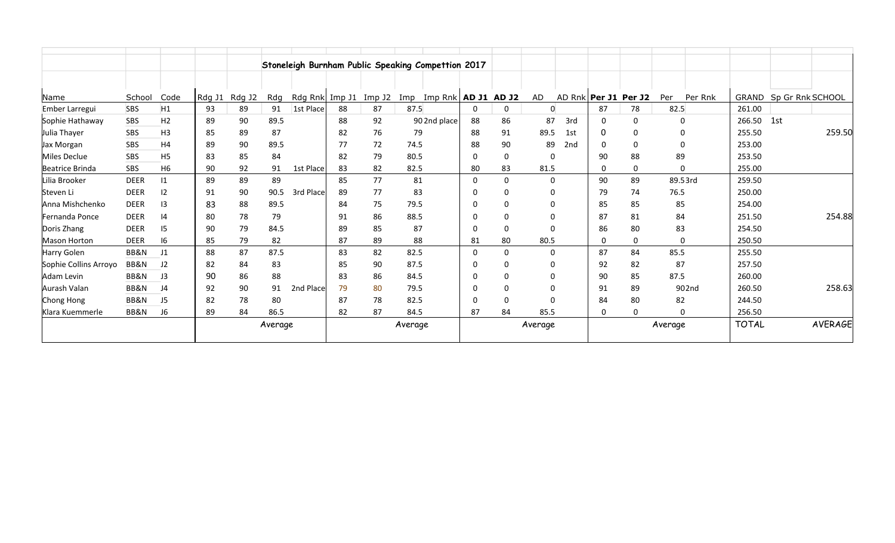# Stoneleigh Burnham Public Speaking Compettion 2017

| Name | School | Code | Rdg J1 | Rdg J2 | Rdg | Rdg Rnk | Imp J1 | Imp J2 | Imp | Imp Rnk | **AD J1** | **AD J2** | AD | AD Rnk | **Per J1** | **Per J2** | Per | Per Rnk | GRAND | Sp Gr Rnk | SCHOOL |
|---|---|---|---|---|---|---|---|---|---|---|---|---|---|---|---|---|---|---|---|---|---|
| Ember Larregui | SBS | H1 | 93 | 89 | 91 | 1st Place | 88 | 87 | 87.5 | | 0 | 0 | 0 | | 87 | 78 | 82.5 | | 261.00 | | |
| Sophie Hathaway | SBS | H2 | 89 | 90 | 89.5 | | 88 | 92 | 90 | 2nd place | 88 | 86 | 87 | 3rd | 0 | 0 | 0 | | 266.50 | 1st | |
| Julia Thayer | SBS | H3 | 85 | 89 | 87 | | 82 | 76 | 79 | | 88 | 91 | 89.5 | 1st | 0 | 0 | 0 | | 255.50 | | 259.50 |
| Jax Morgan | SBS | H4 | 89 | 90 | 89.5 | | 77 | 72 | 74.5 | | 88 | 90 | 89 | 2nd | 0 | 0 | 0 | | 253.00 | | |
| Miles Declue | SBS | H5 | 83 | 85 | 84 | | 82 | 79 | 80.5 | | 0 | 0 | 0 | | 90 | 88 | 89 | | 253.50 | | |
| Beatrice Brinda | SBS | H6 | 90 | 92 | 91 | 1st Place | 83 | 82 | 82.5 | | 80 | 83 | 81.5 | | 0 | 0 | 0 | | 255.00 | | |
| Lilia Brooker | DEER | I1 | 89 | 89 | 89 | | 85 | 77 | 81 | | 0 | 0 | 0 | | 90 | 89 | 89.5 | 3rd | 259.50 | | |
| Steven Li | DEER | I2 | 91 | 90 | 90.5 | 3rd Place | 89 | 77 | 83 | | 0 | 0 | 0 | | 79 | 74 | 76.5 | | 250.00 | | |
| Anna Mishchenko | DEER | I3 | 83 | 88 | 89.5 | | 84 | 75 | 79.5 | | 0 | 0 | 0 | | 85 | 85 | 85 | | 254.00 | | |
| Fernanda Ponce | DEER | I4 | 80 | 78 | 79 | | 91 | 86 | 88.5 | | 0 | 0 | 0 | | 87 | 81 | 84 | | 251.50 | | 254.88 |
| Doris Zhang | DEER | I5 | 90 | 79 | 84.5 | | 89 | 85 | 87 | | 0 | 0 | 0 | | 86 | 80 | 83 | | 254.50 | | |
| Mason Horton | DEER | I6 | 85 | 79 | 82 | | 87 | 89 | 88 | | 81 | 80 | 80.5 | | 0 | 0 | 0 | | 250.50 | | |
| Harry Golen | BB&N | J1 | 88 | 87 | 87.5 | | 83 | 82 | 82.5 | | 0 | 0 | 0 | | 87 | 84 | 85.5 | | 255.50 | | |
| Sophie Collins Arroyo | BB&N | J2 | 82 | 84 | 83 | | 85 | 90 | 87.5 | | 0 | 0 | 0 | | 92 | 82 | 87 | | 257.50 | | |
| Adam Levin | BB&N | J3 | 90 | 86 | 88 | | 83 | 86 | 84.5 | | 0 | 0 | 0 | | 90 | 85 | 87.5 | | 260.00 | | |
| Aurash Valan | BB&N | J4 | 92 | 90 | 91 | 2nd Place | 79 | 80 | 79.5 | | 0 | 0 | 0 | | 91 | 89 | 90 | 2nd | 260.50 | | 258.63 |
| Chong Hong | BB&N | J5 | 82 | 78 | 80 | | 87 | 78 | 82.5 | | 0 | 0 | 0 | | 84 | 80 | 82 | | 244.50 | | |
| Klara Kuemmerle | BB&N | J6 | 89 | 84 | 86.5 | | 82 | 87 | 84.5 | | 87 | 84 | 85.5 | | 0 | 0 | 0 | | 256.50 | | |
| | | | | | Average | | | | Average | | | | Average | | | | Average | | TOTAL | | AVERAGE |